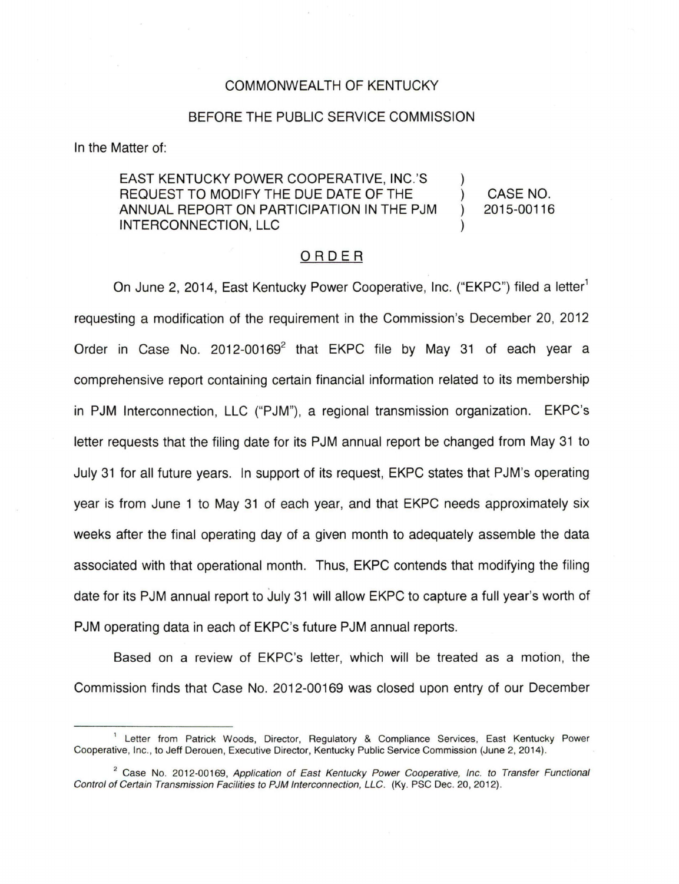COMMONWEALTH OF KENTUCKY

BEFORE THE PUBLIC SERVICE COMMISSION

In the Matter of:

EAST KENTUCKY POWER COOPERATIVE, INC.'S REQUEST TO MODIFY THE DUE DATE OF THE ANNUAL REPORT ON PARTICIPATION IN THE PJM INTERCONNECTION, LLC ) ) ) ) CASE NO. 2015-00116

## ORDER

On June 2, 2014, East Kentucky Power Cooperative, Inc. ("EKPC") filed a letter[1] requesting a modification of the requirement in the Commission's December 20, 2012 Order in Case No. 2012-00169[2] that EKPC file by May 31 of each year a comprehensive report containing certain financial information related to its membership in PJM Interconnection, LLC ("PJM"), a regional transmission organization. EKPC's letter requests that the filing date for its PJM annual report be changed from May 31 to July 31 for all future years. In support of its request, EKPC states that PJM's operating year is from June 1 to May 31 of each year, and that EKPC needs approximately six weeks after the final operating day of a given month to adequately assemble the data associated with that operational month. Thus, EKPC contends that modifying the filing date for its PJM annual report to July 31 will allow EKPC to capture a full year's worth of PJM operating data in each of EKPC's future PJM annual reports.

Based on a review of EKPC's letter, which will be treated as a motion, the Commission finds that Case No. 2012-00169 was closed upon entry of our December

---

[1] Letter from Patrick Woods, Director, Regulatory & Compliance Services, East Kentucky Power Cooperative, Inc., to Jeff Derouen, Executive Director, Kentucky Public Service Commission (June 2, 2014).

[2] Case No. 2012-00169, *Application of East Kentucky Power Cooperative, Inc. to Transfer Functional Control of Certain Transmission Facilities to PJM Interconnection, LLC.* (Ky. PSC Dec. 20, 2012).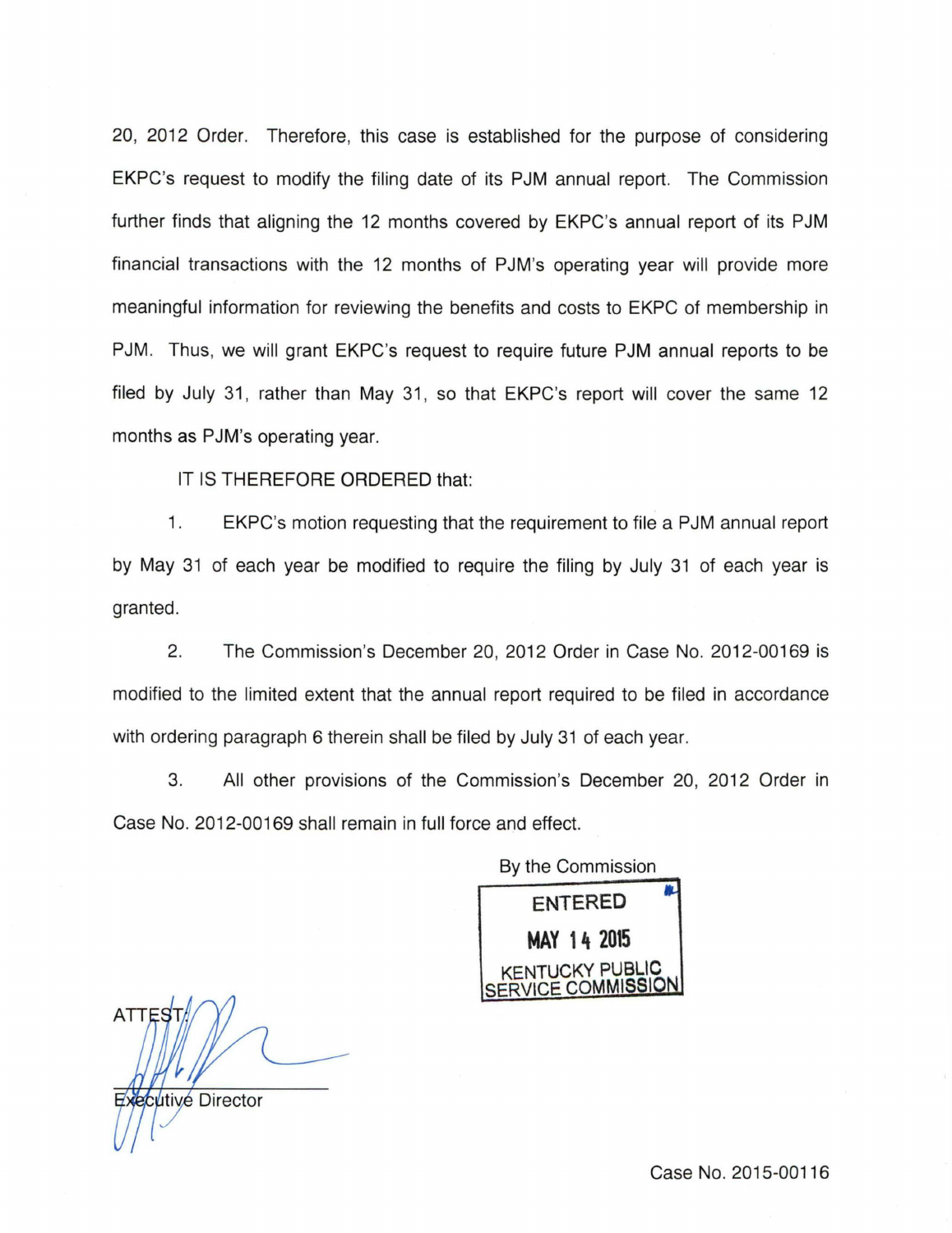20, 2012 Order. Therefore, this case is established for the purpose of considering EKPC's request to modify the filing date of its PJM annual report. The Commission further finds that aligning the 12 months covered by EKPC's annual report of its PJM financial transactions with the 12 months of PJM's operating year will provide more meaningful information for reviewing the benefits and costs to EKPC of membership in PJM. Thus, we will grant EKPC's request to require future PJM annual reports to be filed by July 31, rather than May 31, so that EKPC's report will cover the same 12 months as PJM's operating year.

IT IS THEREFORE ORDERED that:

1. EKPC's motion requesting that the requirement to file a PJM annual report by May 31 of each year be modified to require the filing by July 31 of each year is granted.

2. The Commission's December 20, 2012 Order in Case No. 2012-00169 is modified to the limited extent that the annual report required to be filed in accordance with ordering paragraph 6 therein shall be filed by July 31 of each year.

3. All other provisions of the Commission's December 20, 2012 Order in Case No. 2012-00169 shall remain in full force and effect.

By the Commission

ENTERED
MAY 14 2015
KENTUCKY PUBLIC SERVICE COMMISSION

ATTEST:

Executive Director

Case No. 2015-00116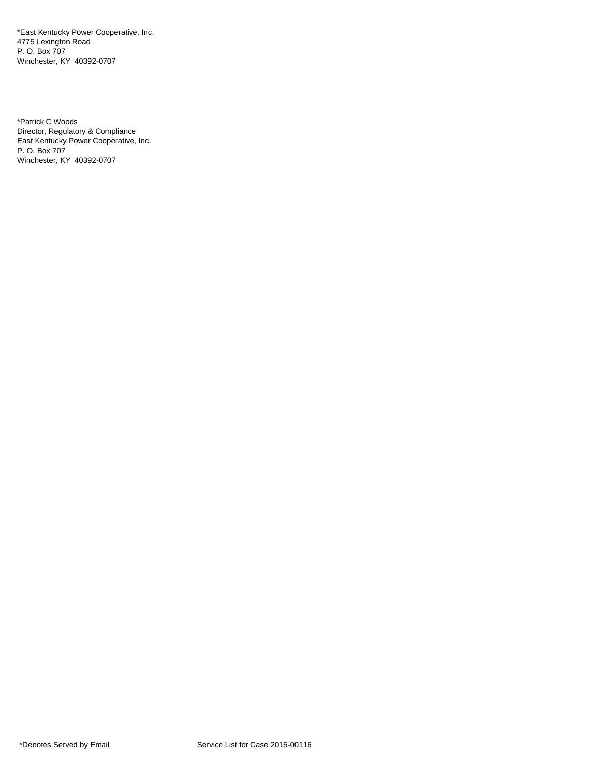*East Kentucky Power Cooperative, Inc.
4775 Lexington Road
P. O. Box 707
Winchester, KY 40392-0707

*Patrick C Woods
Director, Regulatory & Compliance
East Kentucky Power Cooperative, Inc.
P. O. Box 707
Winchester, KY 40392-0707

*Denotes Served by Email

Service List for Case 2015-00116